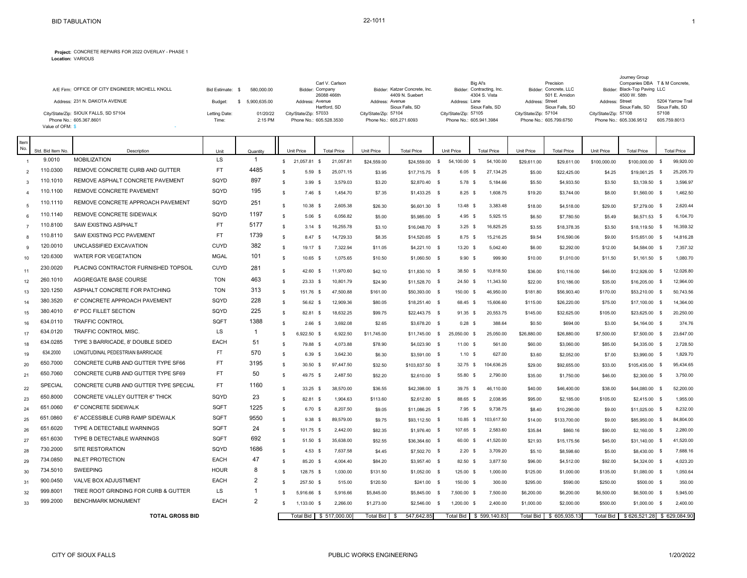# BID TABULATION

22-1011

**Project:** CONCRETE REPAIRS FOR 2022 OVERLAY - PHASE 1
**Location:** VARIOUS

A/E Firm: OFFICE OF CITY ENGINEER; MICHELL KNOLL
Address: 231 N. DAKOTA AVENUE
City/State/Zip: SIOUX FALLS, SD 57104
Phone No.: 605.367.8601
Value of OFM: $ -

Bid Estimate: $ 580,000.00
Budget: $ 5,900,635.00
Letting Date: 01/20/22
Time: 2:15 PM

| Bidder | Address | City/State/Zip | Phone No. |
|---|---|---|---|
| Carl V. Carlson Company | 26088 466th Avenue | Hartford, SD 57033 | 605.528.3530 |
| Katzer Concrete, Inc. | 4409 N. Suebert Avenue | Sioux Falls, SD 57104 | 605.271.6093 |
| Big Al's Contracting, Inc. | 4304 S. Vista Lane | Sioux Falls, SD 57105 | 605.941.3984 |
| Precision Concrete, LLC | 501 E. Amidon Street | Sioux Falls, SD 57104 | 605.799.6750 |
| Journey Group Companies DBA Black-Top Paving LLC | 4500 W. 58th Street | Sioux Falls, SD 57108 | 605.336.9512 |
| T & M Concrete, | 5204 Yarrow Trail | Sioux Falls, SD 57108 | 605.759.8013 |

| Item No. | Std. Bid Item No. | Description | Unit | Quantity | Carl V. Carlson Unit Price | Carl V. Carlson Total Price | Katzer Unit Price | Katzer Total Price | Big Al's Unit Price | Big Al's Total Price | Precision Unit Price | Precision Total Price | Journey Group Unit Price | Journey Group Total Price | T & M Total Price |
|---|---|---|---|---|---|---|---|---|---|---|---|---|---|---|---|
| 1 | 9.0010 | MOBILIZATION | LS | 1 | $ 21,057.81 | $ 21,057.81 | $24,559.00 | $24,559.00 | $ 54,100.00 | $ 54,100.00 | $29,611.00 | $29,611.00 | $100,000.00 | $100,000.00 | $ 99,920.00 |
| 2 | 110.0300 | REMOVE CONCRETE CURB AND GUTTER | FT | 4485 | $ 5.59 | $ 25,071.15 | $3.95 | $17,715.75 | $ 6.05 | $ 27,134.25 | $5.00 | $22,425.00 | $4.25 | $19,061.25 | $ 25,205.70 |
| 3 | 110.1010 | REMOVE ASPHALT CONCRETE PAVEMENT | SQYD | 897 | $ 3.99 | $ 3,579.03 | $3.20 | $2,870.40 | $ 5.78 | $ 5,184.66 | $5.50 | $4,933.50 | $3.50 | $3,139.50 | $ 3,596.97 |
| 4 | 110.1100 | REMOVE CONCRETE PAVEMENT | SQYD | 195 | $ 7.46 | $ 1,454.70 | $7.35 | $1,433.25 | $ 8.25 | $ 1,608.75 | $19.20 | $3,744.00 | $8.00 | $1,560.00 | $ 1,462.50 |
| 5 | 110.1110 | REMOVE CONCRETE APPROACH PAVEMENT | SQYD | 251 | $ 10.38 | $ 2,605.38 | $26.30 | $6,601.30 | $ 13.48 | $ 3,383.48 | $18.00 | $4,518.00 | $29.00 | $7,279.00 | $ 2,620.44 |
| 6 | 110.1140 | REMOVE CONCRETE SIDEWALK | SQYD | 1197 | $ 5.06 | $ 6,056.82 | $5.00 | $5,985.00 | $ 4.95 | $ 5,925.15 | $6.50 | $7,780.50 | $5.49 | $6,571.53 | $ 6,104.70 |
| 7 | 110.8100 | SAW EXISTING ASPHALT | FT | 5177 | $ 3.14 | $ 16,255.78 | $3.10 | $16,048.70 | $ 3.25 | $ 16,825.25 | $3.55 | $18,378.35 | $3.50 | $18,119.50 | $ 16,359.32 |
| 8 | 110.8110 | SAW EXISTING PCC PAVEMENT | FT | 1739 | $ 8.47 | $ 14,729.33 | $8.35 | $14,520.65 | $ 8.75 | $ 15,216.25 | $9.54 | $16,590.06 | $9.00 | $15,651.00 | $ 14,816.28 |
| 9 | 120.0010 | UNCLASSIFIED EXCAVATION | CUYD | 382 | $ 19.17 | $ 7,322.94 | $11.05 | $4,221.10 | $ 13.20 | $ 5,042.40 | $6.00 | $2,292.00 | $12.00 | $4,584.00 | $ 7,357.32 |
| 10 | 120.6300 | WATER FOR VEGETATION | MGAL | 101 | $ 10.65 | $ 1,075.65 | $10.50 | $1,060.50 | $ 9.90 | $ 999.90 | $10.00 | $1,010.00 | $11.50 | $1,161.50 | $ 1,080.70 |
| 11 | 230.0020 | PLACING CONTRACTOR FURNISHED TOPSOIL | CUYD | 281 | $ 42.60 | $ 11,970.60 | $42.10 | $11,830.10 | $ 38.50 | $ 10,818.50 | $36.00 | $10,116.00 | $46.00 | $12,926.00 | $ 12,026.80 |
| 12 | 260.1010 | AGGREGATE BASE COURSE | TON | 463 | $ 23.33 | $ 10,801.79 | $24.90 | $11,528.70 | $ 24.50 | $ 11,343.50 | $22.00 | $10,186.00 | $35.00 | $16,205.00 | $ 12,964.00 |
| 13 | 320.1250 | ASPHALT CONCRETE FOR PATCHING | TON | 313 | $ 151.76 | $ 47,500.88 | $161.00 | $50,393.00 | $ 150.00 | $ 46,950.00 | $181.80 | $56,903.40 | $170.00 | $53,210.00 | $ 50,743.56 |
| 14 | 380.3520 | 6" CONCRETE APPROACH PAVEMENT | SQYD | 228 | $ 56.62 | $ 12,909.36 | $80.05 | $18,251.40 | $ 68.45 | $ 15,606.60 | $115.00 | $26,220.00 | $75.00 | $17,100.00 | $ 14,364.00 |
| 15 | 380.4010 | 6" PCC FILLET SECTION | SQYD | 225 | $ 82.81 | $ 18,632.25 | $99.75 | $22,443.75 | $ 91.35 | $ 20,553.75 | $145.00 | $32,625.00 | $105.00 | $23,625.00 | $ 20,250.00 |
| 16 | 634.0110 | TRAFFIC CONTROL | SQFT | 1388 | $ 2.66 | $ 3,692.08 | $2.65 | $3,678.20 | $ 0.28 | $ 388.64 | $0.50 | $694.00 | $3.00 | $4,164.00 | $ 374.76 |
| 17 | 634.0120 | TRAFFIC CONTROL MISC. | LS | 1 | $ 6,922.50 | $ 6,922.50 | $11,745.00 | $11,745.00 | $ 25,050.00 | $ 25,050.00 | $26,880.00 | $26,880.00 | $7,500.00 | $7,500.00 | $ 23,647.00 |
| 18 | 634.0285 | TYPE 3 BARRICADE, 8' DOUBLE SIDED | EACH | 51 | $ 79.88 | $ 4,073.88 | $78.90 | $4,023.90 | $ 11.00 | $ 561.00 | $60.00 | $3,060.00 | $85.00 | $4,335.00 | $ 2,728.50 |
| 19 | 634.2000 | LONGITUDINAL PEDESTRIAN BARRICADE | FT | 570 | $ 6.39 | $ 3,642.30 | $6.30 | $3,591.00 | $ 1.10 | $ 627.00 | $3.60 | $2,052.00 | $7.00 | $3,990.00 | $ 1,829.70 |
| 20 | 650.7000 | CONCRETE CURB AND GUTTER TYPE SF66 | FT | 3195 | $ 30.50 | $ 97,447.50 | $32.50 | $103,837.50 | $ 32.75 | $ 104,636.25 | $29.00 | $92,655.00 | $33.00 | $105,435.00 | $ 95,434.65 |
| 21 | 650.7060 | CONCRETE CURB AND GUTTER TYPE SF69 | FT | 50 | $ 49.75 | $ 2,487.50 | $52.20 | $2,610.00 | $ 55.80 | $ 2,790.00 | $35.00 | $1,750.00 | $46.00 | $2,300.00 | $ 3,750.00 |
| 22 | SPECIAL | CONCRETE CURB AND GUTTER TYPE SPECIAL | FT | 1160 | $ 33.25 | $ 38,570.00 | $36.55 | $42,398.00 | $ 39.75 | $ 46,110.00 | $40.00 | $46,400.00 | $38.00 | $44,080.00 | $ 52,200.00 |
| 23 | 650.8000 | CONCRETE VALLEY GUTTER 6" THICK | SQYD | 23 | $ 82.81 | $ 1,904.63 | $113.60 | $2,612.80 | $ 88.65 | $ 2,038.95 | $95.00 | $2,185.00 | $105.00 | $2,415.00 | $ 1,955.00 |
| 24 | 651.0060 | 6" CONCRETE SIDEWALK | SQFT | 1225 | $ 6.70 | $ 8,207.50 | $9.05 | $11,086.25 | $ 7.95 | $ 9,738.75 | $8.40 | $10,290.00 | $9.00 | $11,025.00 | $ 8,232.00 |
| 25 | 651.0860 | 6" ACCESSIBLE CURB RAMP SIDEWALK | SQFT | 9550 | $ 9.38 | $ 89,579.00 | $9.75 | $93,112.50 | $ 10.85 | $ 103,617.50 | $14.00 | $133,700.00 | $9.00 | $85,950.00 | $ 84,804.00 |
| 26 | 651.6020 | TYPE A DETECTABLE WARNINGS | SQFT | 24 | $ 101.75 | $ 2,442.00 | $82.35 | $1,976.40 | $ 107.65 | $ 2,583.60 | $35.84 | $860.16 | $90.00 | $2,160.00 | $ 2,280.00 |
| 27 | 651.6030 | TYPE B DETECTABLE WARNINGS | SQFT | 692 | $ 51.50 | $ 35,638.00 | $52.55 | $36,364.60 | $ 60.00 | $ 41,520.00 | $21.93 | $15,175.56 | $45.00 | $31,140.00 | $ 41,520.00 |
| 28 | 730.2000 | SITE RESTORATION | SQYD | 1686 | $ 4.53 | $ 7,637.58 | $4.45 | $7,502.70 | $ 2.20 | $ 3,709.20 | $5.10 | $8,598.60 | $5.00 | $8,430.00 | $ 7,688.16 |
| 29 | 734.0850 | INLET PROTECTION | EACH | 47 | $ 85.20 | $ 4,004.40 | $84.20 | $3,957.40 | $ 82.50 | $ 3,877.50 | $96.00 | $4,512.00 | $92.00 | $4,324.00 | $ 4,023.20 |
| 30 | 734.5010 | SWEEPING | HOUR | 8 | $ 128.75 | $ 1,030.00 | $131.50 | $1,052.00 | $ 125.00 | $ 1,000.00 | $125.00 | $1,000.00 | $135.00 | $1,080.00 | $ 1,050.64 |
| 31 | 900.0450 | VALVE BOX ADJUSTMENT | EACH | 2 | $ 257.50 | $ 515.00 | $120.50 | $241.00 | $ 150.00 | $ 300.00 | $295.00 | $590.00 | $250.00 | $500.00 | $ 350.00 |
| 32 | 999.8001 | TREE ROOT GRINDING FOR CURB & GUTTER | LS | 1 | $ 5,916.66 | $ 5,916.66 | $5,845.00 | $5,845.00 | $ 7,500.00 | $ 7,500.00 | $6,200.00 | $6,200.00 | $6,500.00 | $6,500.00 | $ 5,945.00 |
| 33 | 999.2000 | BENCHMARK MONUMENT | EACH | 2 | $ 1,133.00 | $ 2,266.00 | $1,273.00 | $2,546.00 | $ 1,200.00 | $ 2,400.00 | $1,000.00 | $2,000.00 | $500.00 | $1,000.00 | $ 2,400.00 |
| | | **TOTAL GROSS BID** | | | Total Bid | $ 517,000.00 | Total Bid | $ 547,642.85 | Total Bid | $ 599,140.83 | Total Bid | $ 605,935.13 | Total Bid | $ 626,521.28 | $ 629,084.90 |

CITY OF SIOUX FALLS — PUBLIC WORKS ENGINEERING — 1/20/2022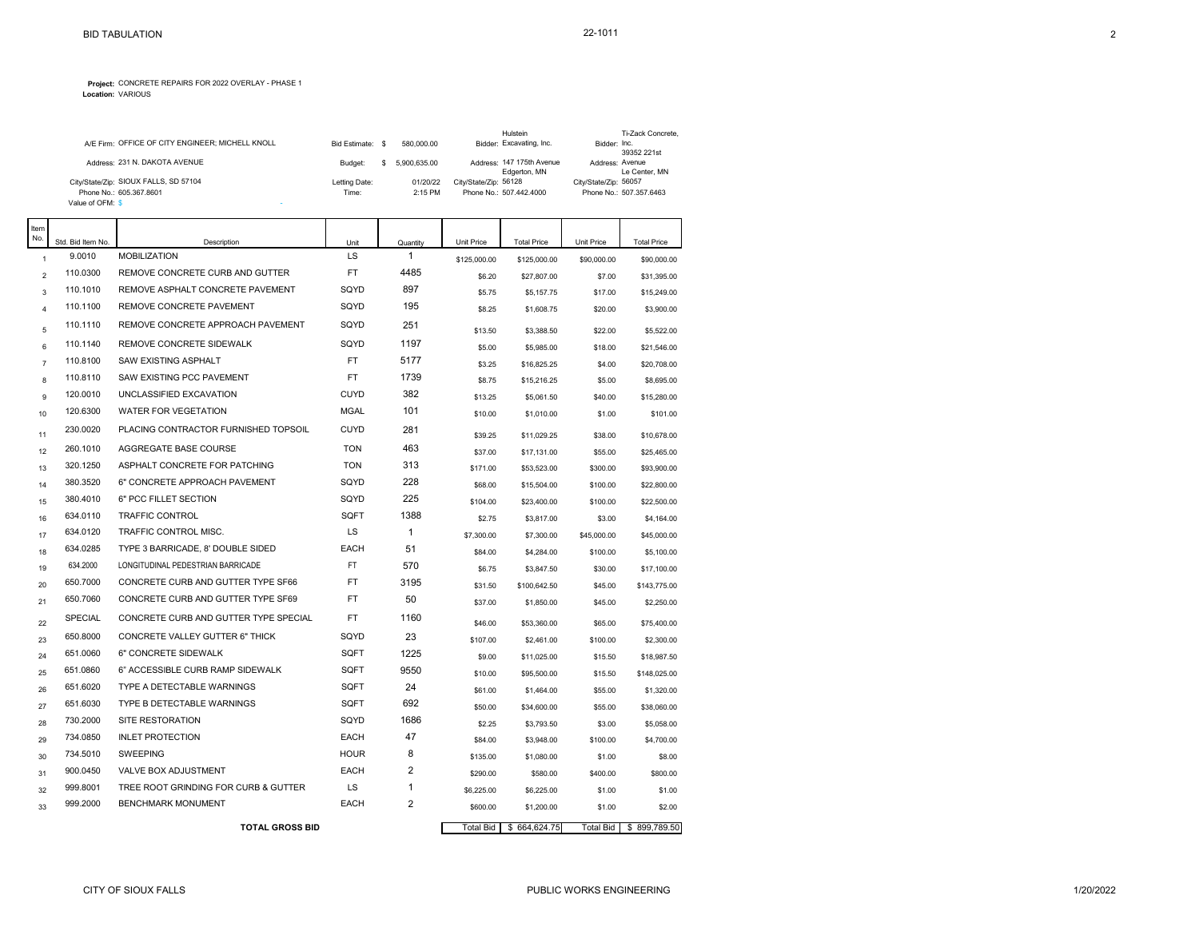# BID TABULATION

22-1011

**Project:** CONCRETE REPAIRS FOR 2022 OVERLAY - PHASE 1
**Location:** VARIOUS

A/E Firm: OFFICE OF CITY ENGINEER; MICHELL KNOLL
Address: 231 N. DAKOTA AVENUE
City/State/Zip: SIOUX FALLS, SD 57104
Phone No.: 605.367.8601
Value of OFM: $ -

Bid Estimate: $ 580,000.00
Budget: $ 5,900,635.00
Letting Date: 01/20/22
Time: 2:15 PM

Bidder: Hulstein Excavating, Inc.
Address: 147 175th Avenue
City/State/Zip: Edgerton, MN 56128
Phone No.: 507.442.4000

Bidder: Ti-Zack Concrete, Inc.
Address: 39352 221st Avenue
City/State/Zip: Le Center, MN 56057
Phone No.: 507.357.6463

| Item No. | Std. Bid Item No. | Description | Unit | Quantity | Hulstein Excavating, Inc. Unit Price | Hulstein Excavating, Inc. Total Price | Ti-Zack Concrete, Inc. Unit Price | Ti-Zack Concrete, Inc. Total Price |
|---|---|---|---|---|---|---|---|---|
| 1 | 9.0010 | MOBILIZATION | LS | 1 | $125,000.00 | $125,000.00 | $90,000.00 | $90,000.00 |
| 2 | 110.0300 | REMOVE CONCRETE CURB AND GUTTER | FT | 4485 | $6.20 | $27,807.00 | $7.00 | $31,395.00 |
| 3 | 110.1010 | REMOVE ASPHALT CONCRETE PAVEMENT | SQYD | 897 | $5.75 | $5,157.75 | $17.00 | $15,249.00 |
| 4 | 110.1100 | REMOVE CONCRETE PAVEMENT | SQYD | 195 | $8.25 | $1,608.75 | $20.00 | $3,900.00 |
| 5 | 110.1110 | REMOVE CONCRETE APPROACH PAVEMENT | SQYD | 251 | $13.50 | $3,388.50 | $22.00 | $5,522.00 |
| 6 | 110.1140 | REMOVE CONCRETE SIDEWALK | SQYD | 1197 | $5.00 | $5,985.00 | $18.00 | $21,546.00 |
| 7 | 110.8100 | SAW EXISTING ASPHALT | FT | 5177 | $3.25 | $16,825.25 | $4.00 | $20,708.00 |
| 8 | 110.8110 | SAW EXISTING PCC PAVEMENT | FT | 1739 | $8.75 | $15,216.25 | $5.00 | $8,695.00 |
| 9 | 120.0010 | UNCLASSIFIED EXCAVATION | CUYD | 382 | $13.25 | $5,061.50 | $40.00 | $15,280.00 |
| 10 | 120.6300 | WATER FOR VEGETATION | MGAL | 101 | $10.00 | $1,010.00 | $1.00 | $101.00 |
| 11 | 230.0020 | PLACING CONTRACTOR FURNISHED TOPSOIL | CUYD | 281 | $39.25 | $11,029.25 | $38.00 | $10,678.00 |
| 12 | 260.1010 | AGGREGATE BASE COURSE | TON | 463 | $37.00 | $17,131.00 | $55.00 | $25,465.00 |
| 13 | 320.1250 | ASPHALT CONCRETE FOR PATCHING | TON | 313 | $171.00 | $53,523.00 | $300.00 | $93,900.00 |
| 14 | 380.3520 | 6" CONCRETE APPROACH PAVEMENT | SQYD | 228 | $68.00 | $15,504.00 | $100.00 | $22,800.00 |
| 15 | 380.4010 | 6" PCC FILLET SECTION | SQYD | 225 | $104.00 | $23,400.00 | $100.00 | $22,500.00 |
| 16 | 634.0110 | TRAFFIC CONTROL | SQFT | 1388 | $2.75 | $3,817.00 | $3.00 | $4,164.00 |
| 17 | 634.0120 | TRAFFIC CONTROL MISC. | LS | 1 | $7,300.00 | $7,300.00 | $45,000.00 | $45,000.00 |
| 18 | 634.0285 | TYPE 3 BARRICADE, 8' DOUBLE SIDED | EACH | 51 | $84.00 | $4,284.00 | $100.00 | $5,100.00 |
| 19 | 634.2000 | LONGITUDINAL PEDESTRIAN BARRICADE | FT | 570 | $6.75 | $3,847.50 | $30.00 | $17,100.00 |
| 20 | 650.7000 | CONCRETE CURB AND GUTTER TYPE SF66 | FT | 3195 | $31.50 | $100,642.50 | $45.00 | $143,775.00 |
| 21 | 650.7060 | CONCRETE CURB AND GUTTER TYPE SF69 | FT | 50 | $37.00 | $1,850.00 | $45.00 | $2,250.00 |
| 22 | SPECIAL | CONCRETE CURB AND GUTTER TYPE SPECIAL | FT | 1160 | $46.00 | $53,360.00 | $65.00 | $75,400.00 |
| 23 | 650.8000 | CONCRETE VALLEY GUTTER 6" THICK | SQYD | 23 | $107.00 | $2,461.00 | $100.00 | $2,300.00 |
| 24 | 651.0060 | 6" CONCRETE SIDEWALK | SQFT | 1225 | $9.00 | $11,025.00 | $15.50 | $18,987.50 |
| 25 | 651.0860 | 6" ACCESSIBLE CURB RAMP SIDEWALK | SQFT | 9550 | $10.00 | $95,500.00 | $15.50 | $148,025.00 |
| 26 | 651.6020 | TYPE A DETECTABLE WARNINGS | SQFT | 24 | $61.00 | $1,464.00 | $55.00 | $1,320.00 |
| 27 | 651.6030 | TYPE B DETECTABLE WARNINGS | SQFT | 692 | $50.00 | $34,600.00 | $55.00 | $38,060.00 |
| 28 | 730.2000 | SITE RESTORATION | SQYD | 1686 | $2.25 | $3,793.50 | $3.00 | $5,058.00 |
| 29 | 734.0850 | INLET PROTECTION | EACH | 47 | $84.00 | $3,948.00 | $100.00 | $4,700.00 |
| 30 | 734.5010 | SWEEPING | HOUR | 8 | $135.00 | $1,080.00 | $1.00 | $8.00 |
| 31 | 900.0450 | VALVE BOX ADJUSTMENT | EACH | 2 | $290.00 | $580.00 | $400.00 | $800.00 |
| 32 | 999.8001 | TREE ROOT GRINDING FOR CURB & GUTTER | LS | 1 | $6,225.00 | $6,225.00 | $1.00 | $1.00 |
| 33 | 999.2000 | BENCHMARK MONUMENT | EACH | 2 | $600.00 | $1,200.00 | $1.00 | $2.00 |
| | | **TOTAL GROSS BID** | | | Total Bid | $ 664,624.75 | Total Bid | $ 899,789.50 |